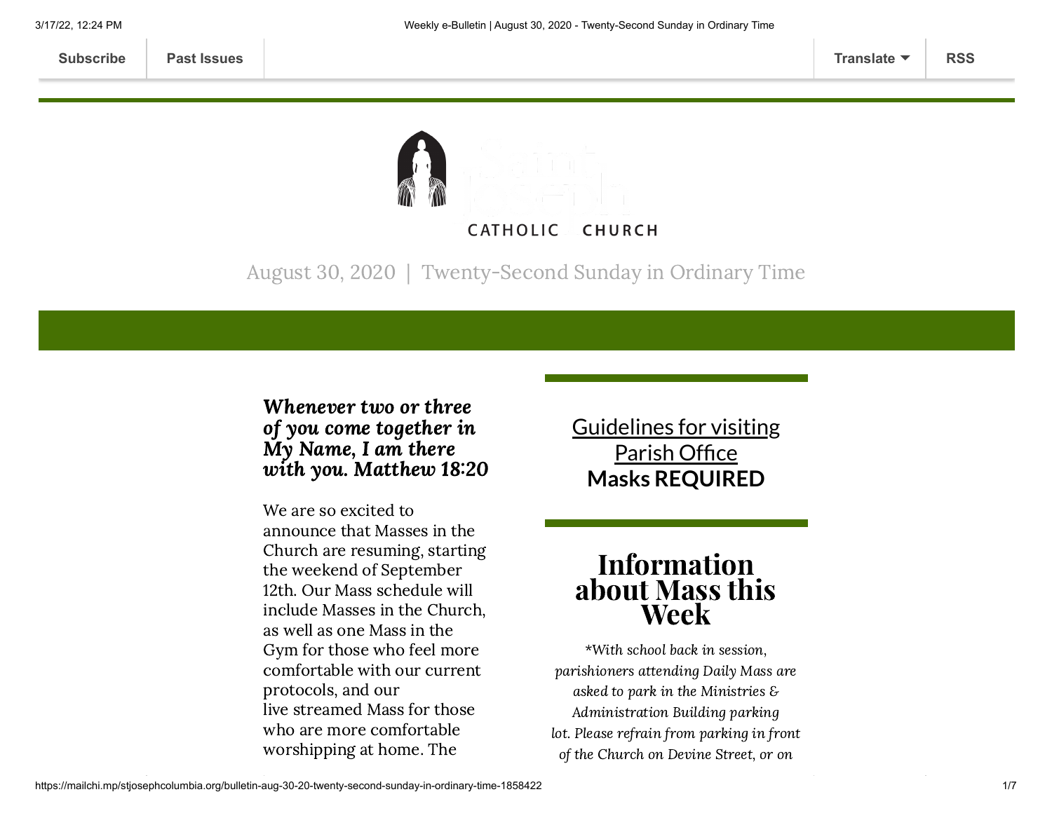Subscribe | Past Issues | Translate | RSS

CATHOLIC CHURCH

August 30, 2020 | Twenty-Second Sunday in Ordinary Time

***Whenever two or three of you come together in My Name, I am there with you. Matthew 18:20***

We are so excited to announce that Masses in the Church are resuming, starting the weekend of September 12th. Our Mass schedule will include Masses in the Church, as well as one Mass in the Gym for those who feel more comfortable with our current protocols, and our live streamed Mass for those who are more comfortable worshipping at home. The

[Guidelines for visiting Parish Office](#)
**Masks REQUIRED**

# Information about Mass this Week

*\*With school back in session, parishioners attending Daily Mass are asked to park in the Ministries & Administration Building parking lot. Please refrain from parking in front of the Church on Devine Street, or on*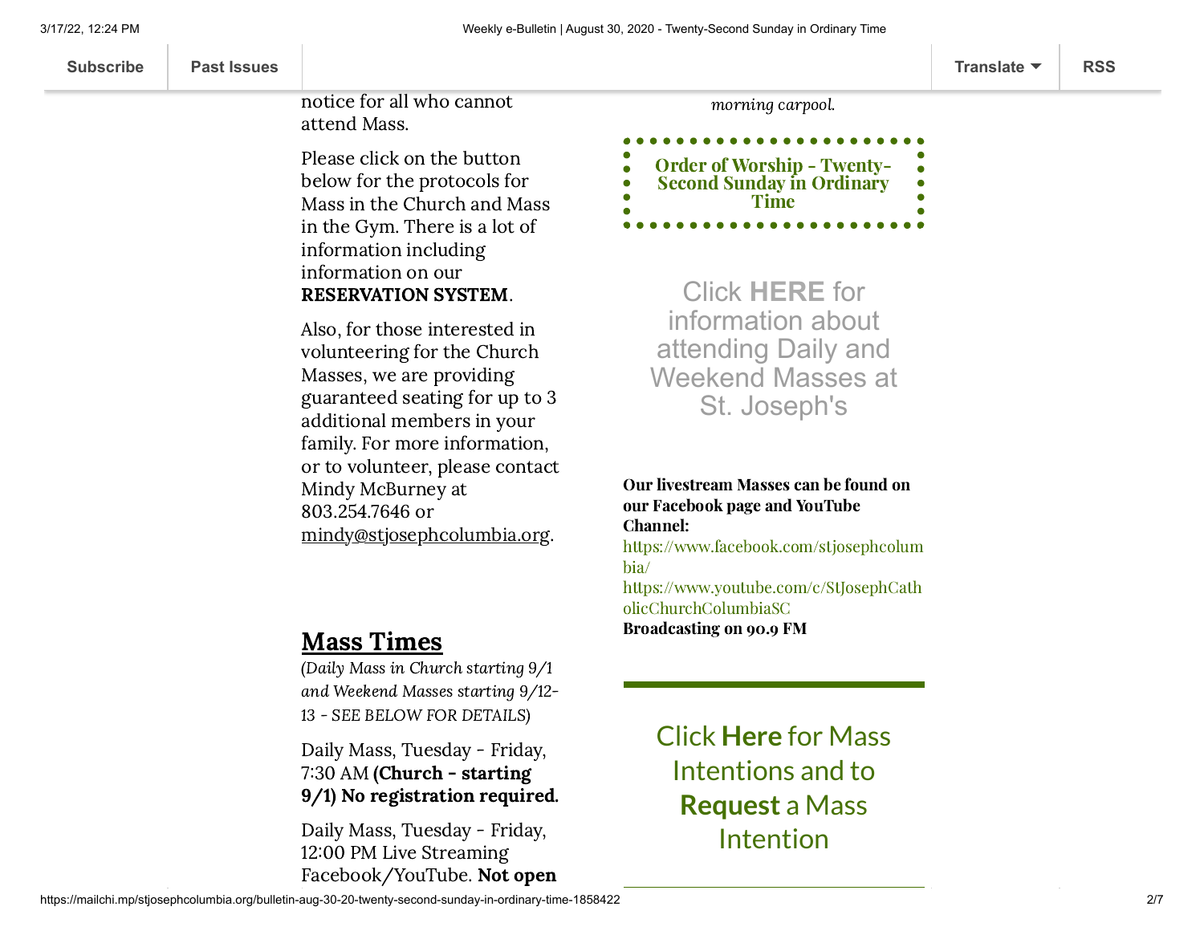notice for all who cannot attend Mass.

Please click on the button below for the protocols for Mass in the Church and Mass in the Gym. There is a lot of information including information on our **RESERVATION SYSTEM**.

Also, for those interested in volunteering for the Church Masses, we are providing guaranteed seating for up to 3 additional members in your family. For more information, or to volunteer, please contact Mindy McBurney at 803.254.7646 or mindy@stjosephcolumbia.org.

## Mass Times

*(Daily Mass in Church starting 9/1 and Weekend Masses starting 9/12-13 - SEE BELOW FOR DETAILS)*

Daily Mass, Tuesday - Friday, 7:30 AM **(Church - starting 9/1) No registration required.**

Daily Mass, Tuesday - Friday, 12:00 PM Live Streaming Facebook/YouTube. **Not open**

*morning carpool.*

**Order of Worship - Twenty-Second Sunday in Ordinary Time**

Click **HERE** for information about attending Daily and Weekend Masses at St. Joseph's

**Our livestream Masses can be found on our Facebook page and YouTube Channel:**
https://www.facebook.com/stjosephcolumbia/
https://www.youtube.com/c/StJosephCatholicChurchColumbiaSC
**Broadcasting on 90.9 FM**

Click **Here** for Mass Intentions and to **Request** a Mass Intention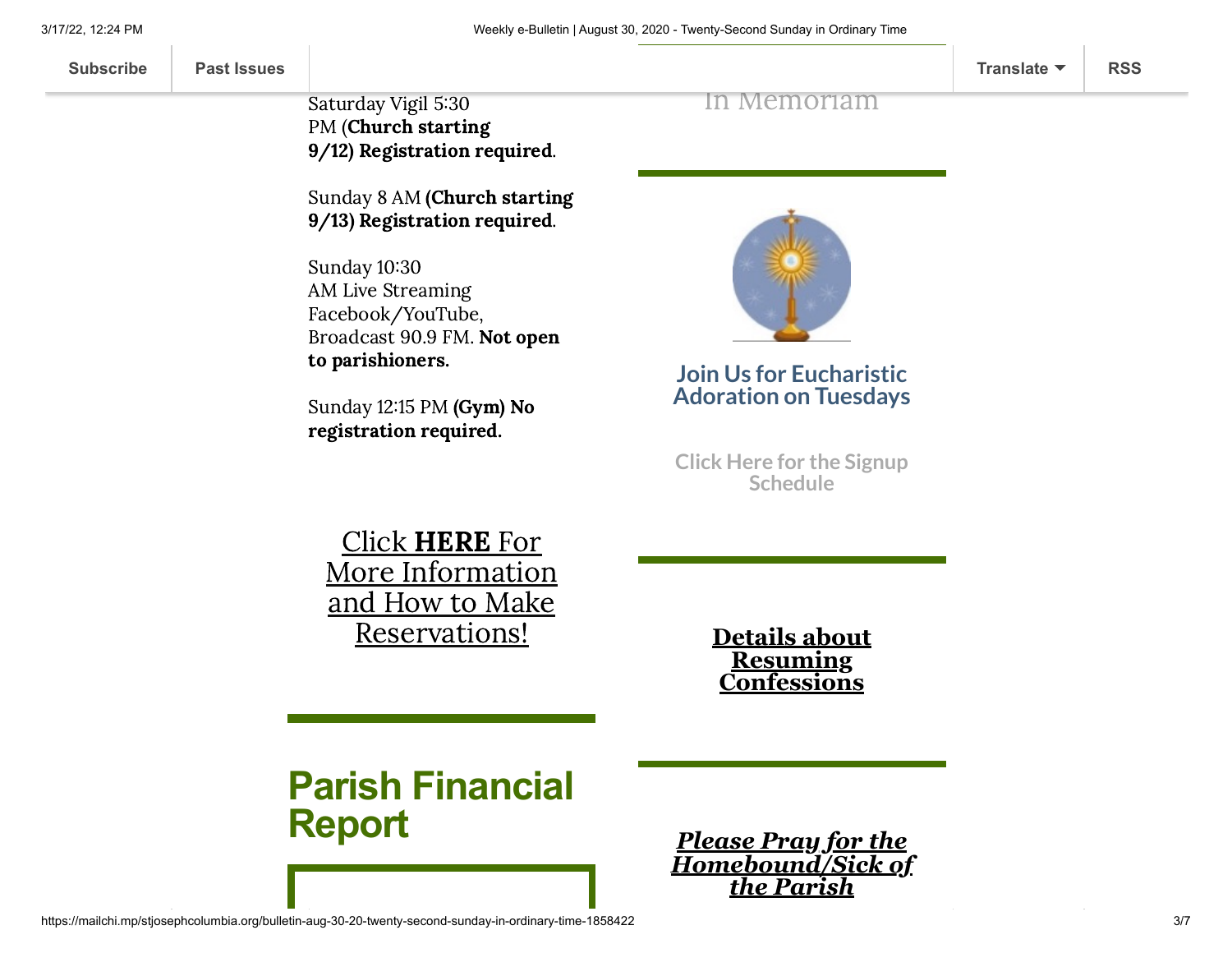Saturday Vigil 5:30 PM (**Church starting 9/12) Registration required**.

Sunday 8 AM **(Church starting 9/13) Registration required**.

Sunday 10:30 AM Live Streaming Facebook/YouTube, Broadcast 90.9 FM. **Not open to parishioners.**

Sunday 12:15 PM **(Gym) No registration required.**

Click **HERE** For More Information and How to Make Reservations!

# Parish Financial Report

In Memoriam

## Join Us for Eucharistic Adoration on Tuesdays

Click Here for the Signup Schedule

**Details about Resuming Confessions**

***Please Pray for the Homebound/Sick of the Parish***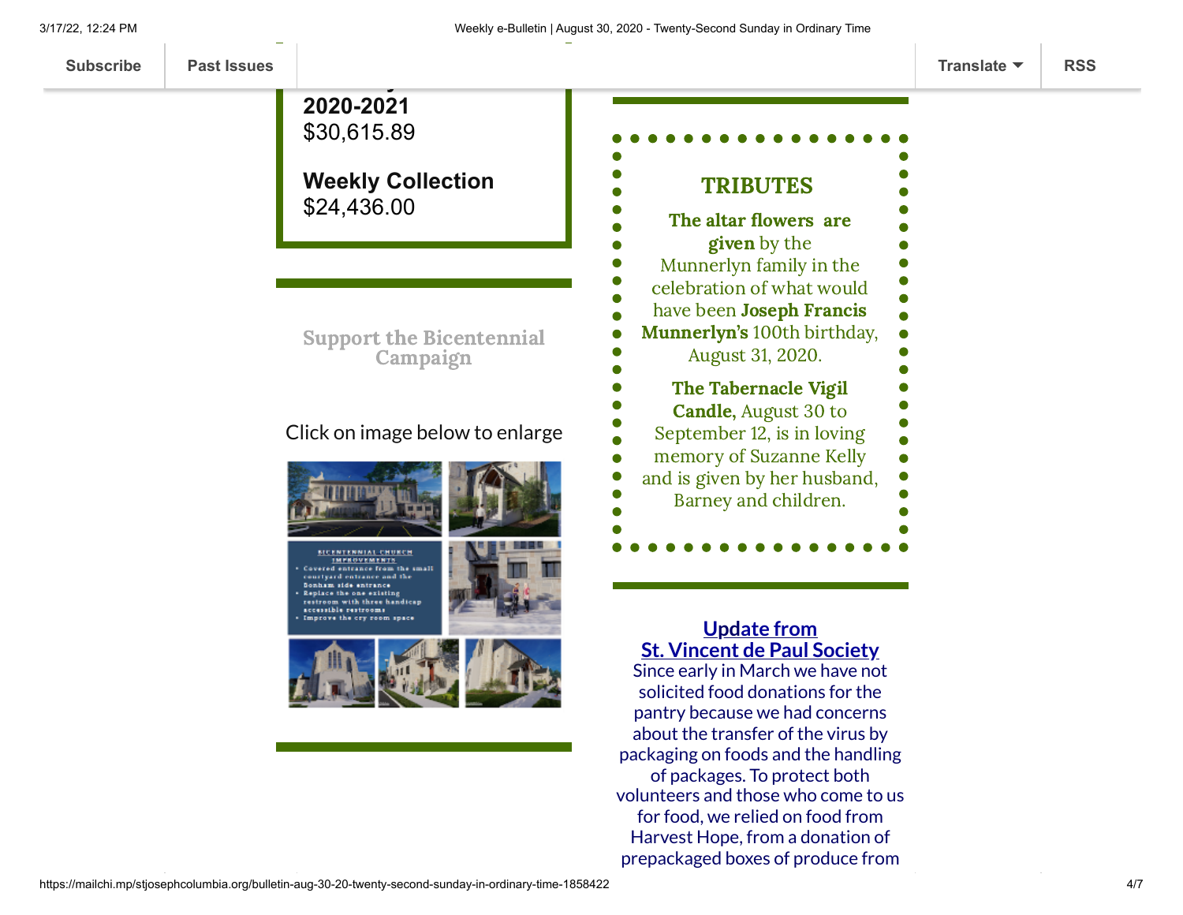**2020-2021**
$30,615.89

**Weekly Collection**
$24,436.00

Support the Bicentennial Campaign

Click on image below to enlarge

BICENTENNIAL CHURCH IMPROVEMENTS
- Covered entrance from the small courtyard entrance and the Bonham side entrance
- Replace the one existing restroom with three handicap accessible restrooms
- Improve the cry room space

## TRIBUTES

**The altar flowers are given** by the Munnerlyn family in the celebration of what would have been **Joseph Francis Munnerlyn's** 100th birthday, August 31, 2020.

**The Tabernacle Vigil Candle,** August 30 to September 12, is in loving memory of Suzanne Kelly and is given by her husband, Barney and children.

## Update from St. Vincent de Paul Society

Since early in March we have not solicited food donations for the pantry because we had concerns about the transfer of the virus by packaging on foods and the handling of packages. To protect both volunteers and those who come to us for food, we relied on food from Harvest Hope, from a donation of prepackaged boxes of produce from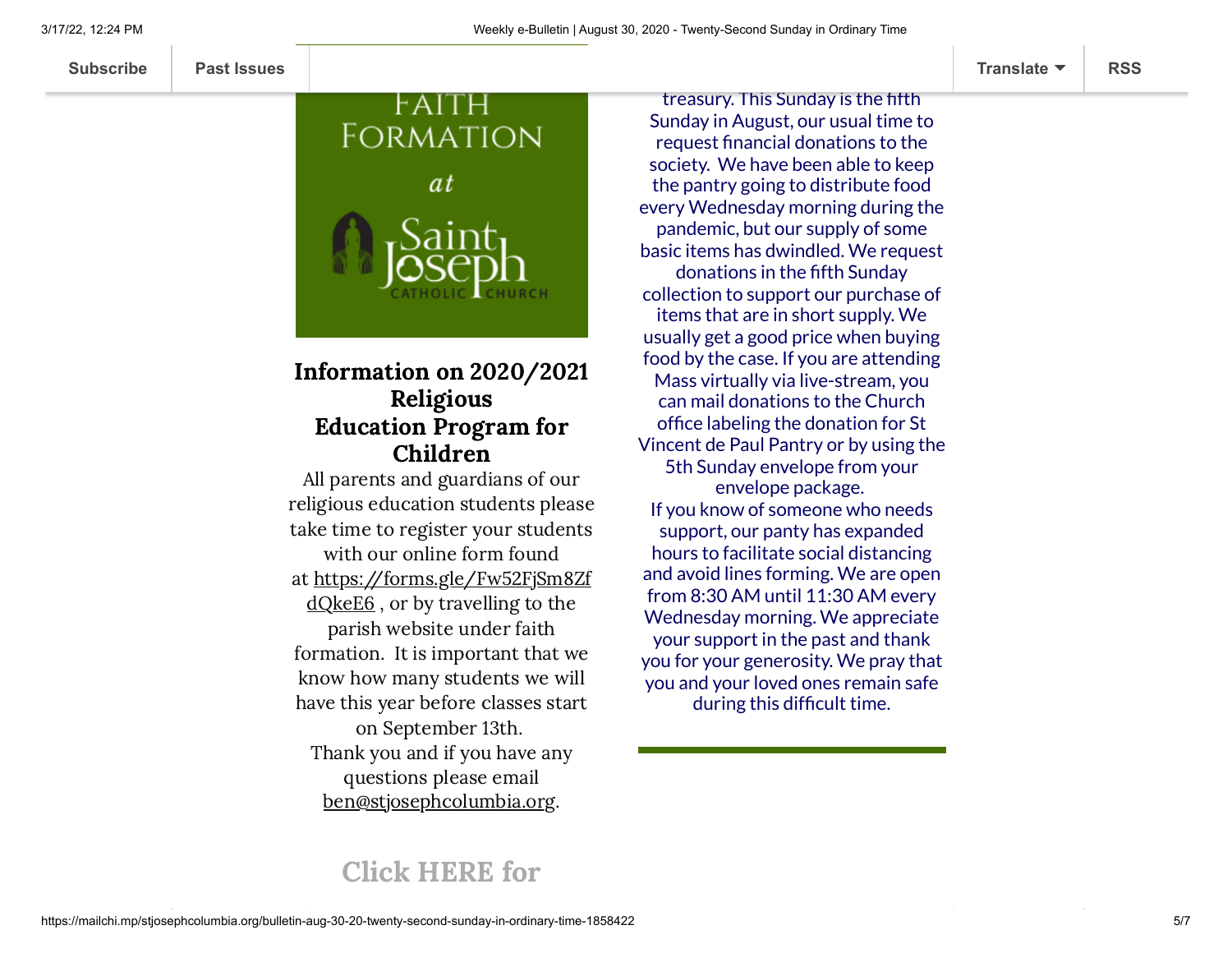FAITH FORMATION at Saint Joseph CATHOLIC CHURCH

## Information on 2020/2021 Religious Education Program for Children

All parents and guardians of our religious education students please take time to register your students with our online form found at https://forms.gle/Fw52FjSm8ZfdQkeE6 , or by travelling to the parish website under faith formation. It is important that we know how many students we will have this year before classes start on September 13th.

Thank you and if you have any questions please email ben@stjosephcolumbia.org.

## Click HERE for

treasury. This Sunday is the fifth Sunday in August, our usual time to request financial donations to the society. We have been able to keep the pantry going to distribute food every Wednesday morning during the pandemic, but our supply of some basic items has dwindled. We request donations in the fifth Sunday collection to support our purchase of items that are in short supply. We usually get a good price when buying food by the case. If you are attending Mass virtually via live-stream, you can mail donations to the Church office labeling the donation for St Vincent de Paul Pantry or by using the 5th Sunday envelope from your envelope package.

If you know of someone who needs support, our panty has expanded hours to facilitate social distancing and avoid lines forming. We are open from 8:30 AM until 11:30 AM every Wednesday morning. We appreciate your support in the past and thank you for your generosity. We pray that you and your loved ones remain safe during this difficult time.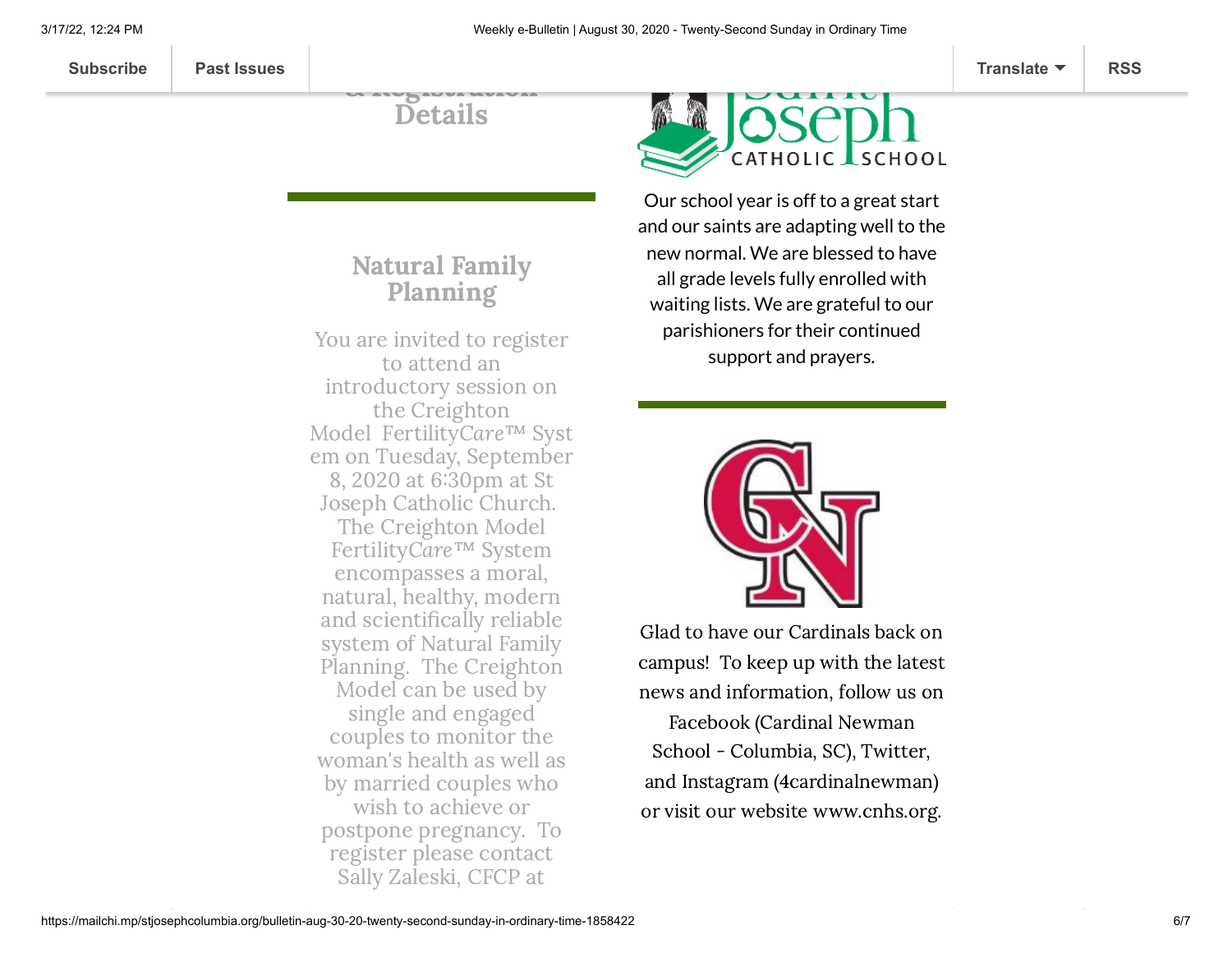Subscribe | Past Issues | Translate | RSS

## Details

## Natural Family Planning

You are invited to register to attend an introductory session on the Creighton Model FertilityCare™ System on Tuesday, September 8, 2020 at 6:30pm at St Joseph Catholic Church. The Creighton Model FertilityCare™ System encompasses a moral, natural, healthy, modern and scientifically reliable system of Natural Family Planning. The Creighton Model can be used by single and engaged couples to monitor the woman's health as well as by married couples who wish to achieve or postpone pregnancy. To register please contact Sally Zaleski, CFCP at

Our school year is off to a great start and our saints are adapting well to the new normal. We are blessed to have all grade levels fully enrolled with waiting lists. We are grateful to our parishioners for their continued support and prayers.

Glad to have our Cardinals back on campus! To keep up with the latest news and information, follow us on Facebook (Cardinal Newman School - Columbia, SC), Twitter, and Instagram (4cardinalnewman) or visit our website www.cnhs.org.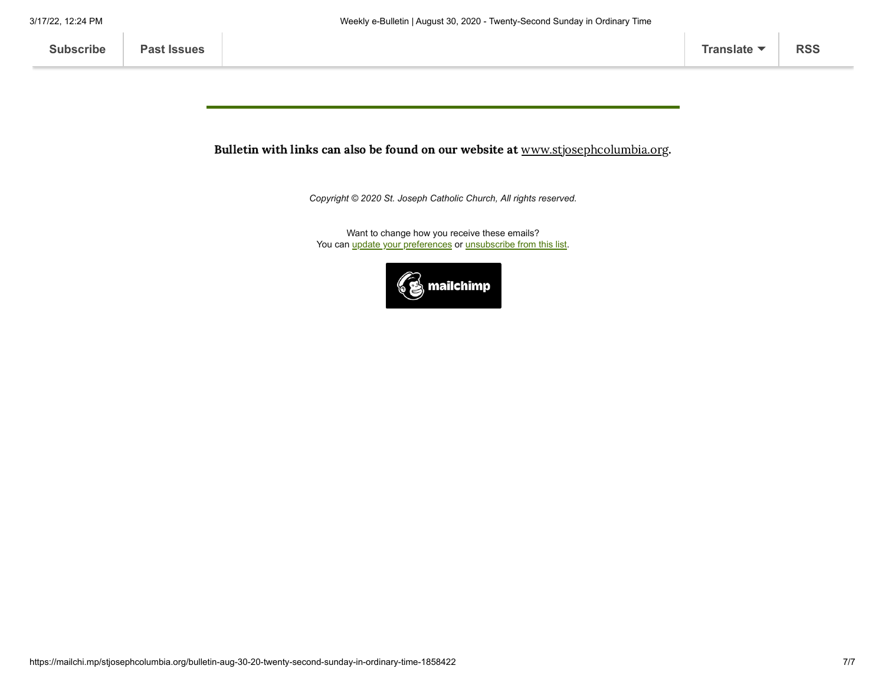Subscribe | Past Issues | Translate | RSS

---

**Bulletin with links can also be found on our website at www.stjosephcolumbia.org.**

*Copyright © 2020 St. Joseph Catholic Church, All rights reserved.*

Want to change how you receive these emails?
You can update your preferences or unsubscribe from this list.

mailchimp